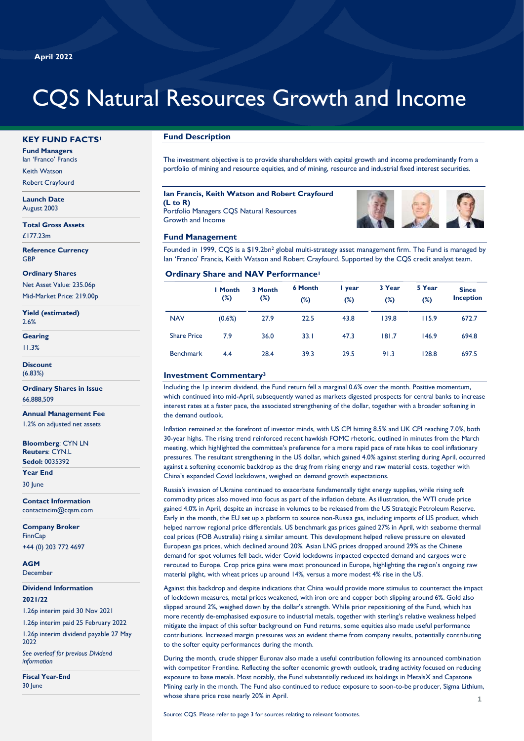April 2022

# CQS Natural Resources Growth and Income

## KEY FUND FACTS[1]

**Fund Managers**
Ian 'Franco' Francis
Keith Watson
Robert Crayfourd

**Launch Date**
August 2003

**Total Gross Assets**
£177.23m

**Reference Currency**
GBP

**Ordinary Shares**
Net Asset Value: 235.06p
Mid-Market Price: 219.00p

**Yield (estimated)**
2.6%

**Gearing**
11.3%

**Discount**
(6.83%)

**Ordinary Shares in Issue**
66,888,509

**Annual Management Fee**
1.2% on adjusted net assets

**Bloomberg**: CYN LN
**Reuters**: CYN.L
**Sedol:** 0035392

**Year End**
30 June

**Contact Information**
contactncim@cqsm.com

**Company Broker**
FinnCap
+44 (0) 203 772 4697

**AGM**
December

**Dividend Information**
**2021/22**

1.26p interim paid 30 Nov 2021

1.26p interim paid 25 February 2022

1.26p interim dividend payable 27 May 2022

*See overleaf for previous Dividend information*

**Fiscal Year-End**
30 June

## Fund Description

The investment objective is to provide shareholders with capital growth and income predominantly from a portfolio of mining and resource equities, and of mining, resource and industrial fixed interest securities.

**Ian Francis, Keith Watson and Robert Crayfourd (L to R)**
Portfolio Managers CQS Natural Resources Growth and Income

## Fund Management

Founded in 1999, CQS is a $19.2bn[2] global multi-strategy asset management firm. The Fund is managed by Ian 'Franco' Francis, Keith Watson and Robert Crayfourd. Supported by the CQS credit analyst team.

## Ordinary Share and NAV Performance[1]

| | 1 Month (%) | 3 Month (%) | 6 Month (%) | 1 year (%) | 3 Year (%) | 5 Year (%) | Since Inception |
|---|---|---|---|---|---|---|---|
| NAV | (0.6%) | 27.9 | 22.5 | 43.8 | 139.8 | 115.9 | 672.7 |
| Share Price | 7.9 | 36.0 | 33.1 | 47.3 | 181.7 | 146.9 | 694.8 |
| Benchmark | 4.4 | 28.4 | 39.3 | 29.5 | 91.3 | 128.8 | 697.5 |

## Investment Commentary[3]

Including the 1p interim dividend, the Fund return fell a marginal 0.6% over the month. Positive momentum, which continued into mid-April, subsequently waned as markets digested prospects for central banks to increase interest rates at a faster pace, the associated strengthening of the dollar, together with a broader softening in the demand outlook.

Inflation remained at the forefront of investor minds, with US CPI hitting 8.5% and UK CPI reaching 7.0%, both 30-year highs. The rising trend reinforced recent hawkish FOMC rhetoric, outlined in minutes from the March meeting, which highlighted the committee's preference for a more rapid pace of rate hikes to cool inflationary pressures. The resultant strengthening in the US dollar, which gained 4.0% against sterling during April, occurred against a softening economic backdrop as the drag from rising energy and raw material costs, together with China's expanded Covid lockdowns, weighed on demand growth expectations.

Russia's invasion of Ukraine continued to exacerbate fundamentally tight energy supplies, while rising soft commodity prices also moved into focus as part of the inflation debate. As illustration, the WTI crude price gained 4.0% in April, despite an increase in volumes to be released from the US Strategic Petroleum Reserve. Early in the month, the EU set up a platform to source non-Russia gas, including imports of US product, which helped narrow regional price differentials. US benchmark gas prices gained 27% in April, with seaborne thermal coal prices (FOB Australia) rising a similar amount. This development helped relieve pressure on elevated European gas prices, which declined around 20%. Asian LNG prices dropped around 29% as the Chinese demand for spot volumes fell back, wider Covid lockdowns impacted expected demand and cargoes were rerouted to Europe. Crop price gains were most pronounced in Europe, highlighting the region's ongoing raw material plight, with wheat prices up around 14%, versus a more modest 4% rise in the US.

Against this backdrop and despite indications that China would provide more stimulus to counteract the impact of lockdown measures, metal prices weakened, with iron ore and copper both slipping around 6%. Gold also slipped around 2%, weighed down by the dollar's strength. While prior repositioning of the Fund, which has more recently de-emphasised exposure to industrial metals, together with sterling's relative weakness helped mitigate the impact of this softer background on Fund returns, some equities also made useful performance contributions. Increased margin pressures was an evident theme from company results, potentially contributing to the softer equity performances during the month.

During the month, crude shipper Euronav also made a useful contribution following its announced combination with competitor Frontline. Reflecting the softer economic growth outlook, trading activity focused on reducing exposure to base metals. Most notably, the Fund substantially reduced its holdings in MetalsX and Capstone Mining early in the month. The Fund also continued to reduce exposure to soon-to-be producer, Sigma Lithium, whose share price rose nearly 20% in April.

Source: CQS. Please refer to page 3 for sources relating to relevant footnotes.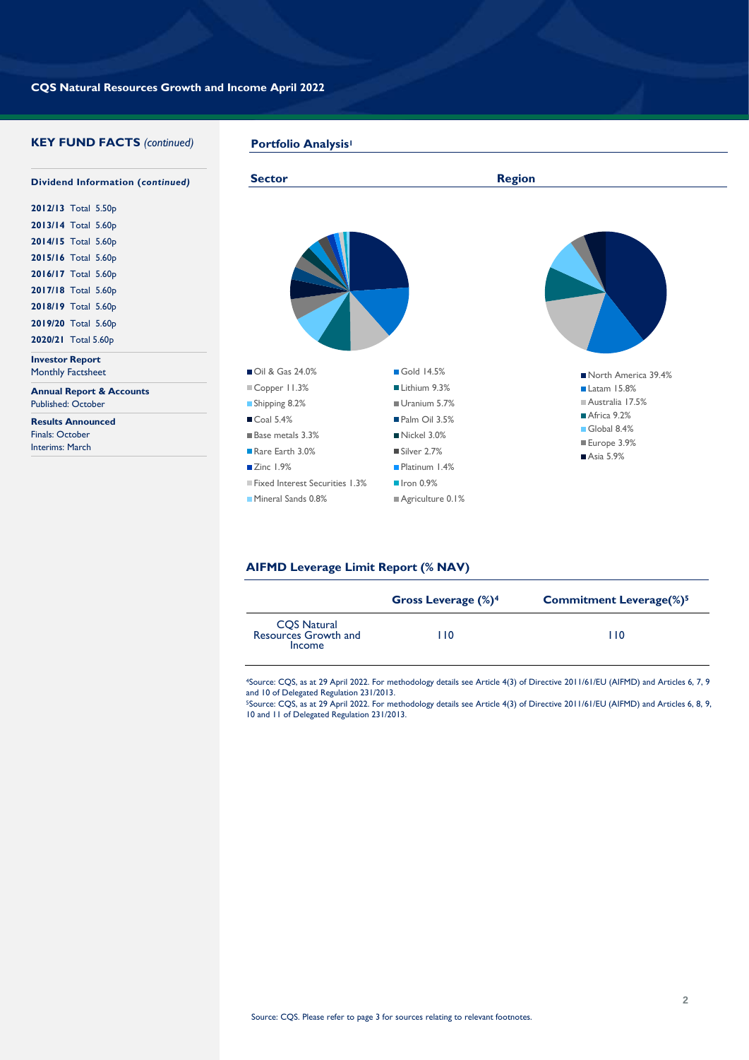## KEY FUND FACTS *(continued)*

### Dividend Information (*continued*)

**2012/13** Total 5.50p
**2013/14** Total 5.60p
**2014/15** Total 5.60p
**2015/16** Total 5.60p
**2016/17** Total 5.60p
**2017/18** Total 5.60p
**2018/19** Total 5.60p
**2019/20** Total 5.60p
**2020/21** Total 5.60p

**Investor Report**
Monthly Factsheet

**Annual Report & Accounts**
Published: October

**Results Announced**
Finals: October
Interims: March

## Portfolio Analysis[1]

### Sector

- Oil & Gas 24.0%
- Gold 14.5%
- Copper 11.3%
- Lithium 9.3%
- Shipping 8.2%
- Uranium 5.7%
- Coal 5.4%
- Palm Oil 3.5%
- Base metals 3.3%
- Nickel 3.0%
- Rare Earth 3.0%
- Silver 2.7%
- Zinc 1.9%
- Platinum 1.4%
- Fixed Interest Securities 1.3%
- Iron 0.9%
- Mineral Sands 0.8%
- Agriculture 0.1%

### Region

- North America 39.4%
- Latam 15.8%
- Australia 17.5%
- Africa 9.2%
- Global 8.4%
- Europe 3.9%
- Asia 5.9%

## AIFMD Leverage Limit Report (% NAV)

| | Gross Leverage (%)[4] | Commitment Leverage(%)[5] |
|---|---|---|
| CQS Natural Resources Growth and Income | 110 | 110 |

[4]Source: CQS, as at 29 April 2022. For methodology details see Article 4(3) of Directive 2011/61/EU (AIFMD) and Articles 6, 7, 9 and 10 of Delegated Regulation 231/2013.
[5]Source: CQS, as at 29 April 2022. For methodology details see Article 4(3) of Directive 2011/61/EU (AIFMD) and Articles 6, 8, 9, 10 and 11 of Delegated Regulation 231/2013.

Source: CQS. Please refer to page 3 for sources relating to relevant footnotes.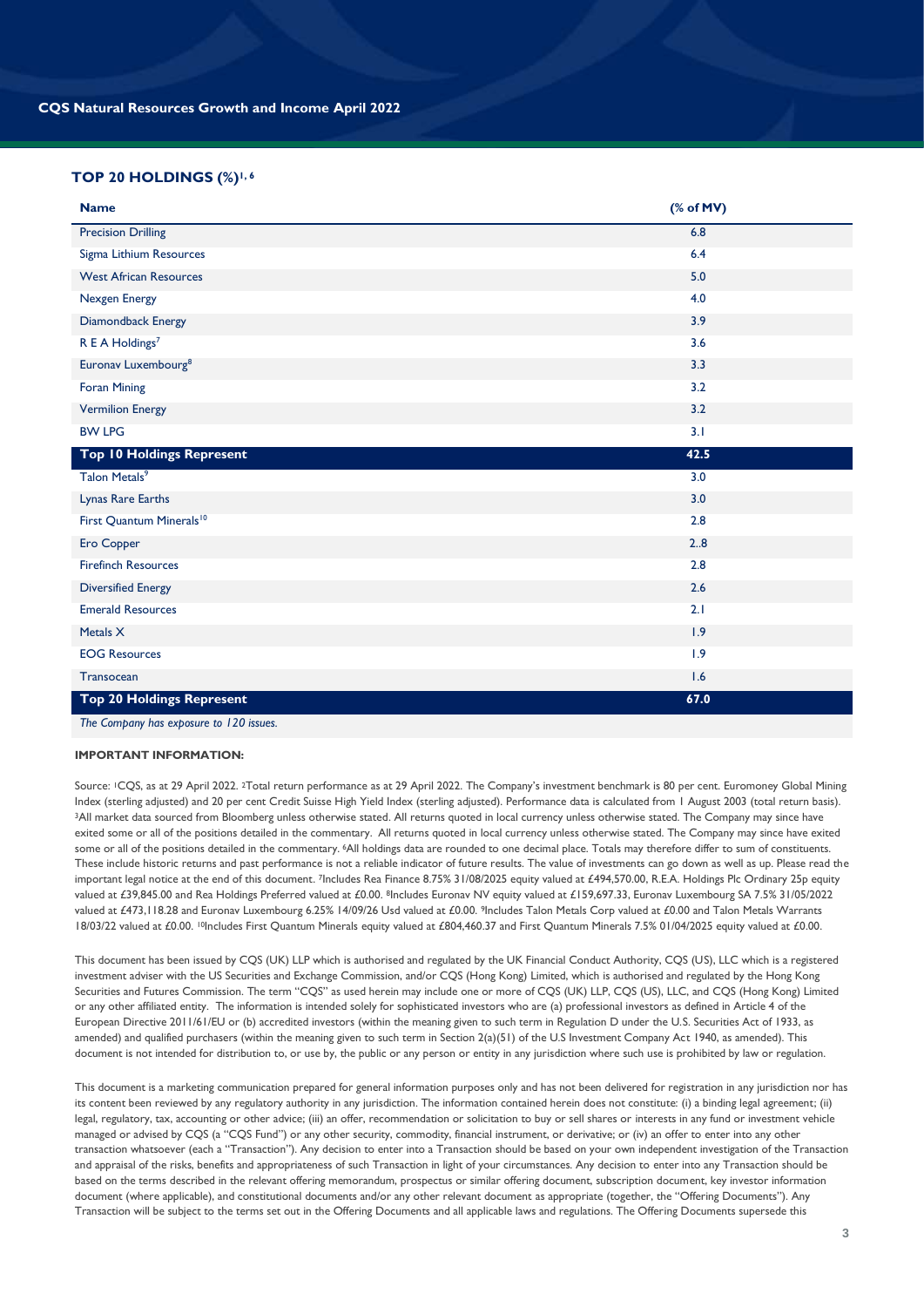## TOP 20 HOLDINGS (%)[1, 6]

| Name | (% of MV) |
|---|---|
| Precision Drilling | 6.8 |
| Sigma Lithium Resources | 6.4 |
| West African Resources | 5.0 |
| Nexgen Energy | 4.0 |
| Diamondback Energy | 3.9 |
| R E A Holdings[7] | 3.6 |
| Euronav Luxembourg[8] | 3.3 |
| Foran Mining | 3.2 |
| Vermilion Energy | 3.2 |
| BW LPG | 3.1 |
| **Top 10 Holdings Represent** | **42.5** |
| Talon Metals[9] | 3.0 |
| Lynas Rare Earths | 3.0 |
| First Quantum Minerals[10] | 2.8 |
| Ero Copper | 2..8 |
| Firefinch Resources | 2.8 |
| Diversified Energy | 2.6 |
| Emerald Resources | 2.1 |
| Metals X | 1.9 |
| EOG Resources | 1.9 |
| Transocean | 1.6 |
| **Top 20 Holdings Represent** | **67.0** |

*The Company has exposure to 120 issues.*

### IMPORTANT INFORMATION:

Source: [1]CQS, as at 29 April 2022. [2]Total return performance as at 29 April 2022. The Company's investment benchmark is 80 per cent. Euromoney Global Mining Index (sterling adjusted) and 20 per cent Credit Suisse High Yield Index (sterling adjusted). Performance data is calculated from 1 August 2003 (total return basis). [3]All market data sourced from Bloomberg unless otherwise stated. All returns quoted in local currency unless otherwise stated. The Company may since have exited some or all of the positions detailed in the commentary. All returns quoted in local currency unless otherwise stated. The Company may since have exited some or all of the positions detailed in the commentary. [6]All holdings data are rounded to one decimal place. Totals may therefore differ to sum of constituents. These include historic returns and past performance is not a reliable indicator of future results. The value of investments can go down as well as up. Please read the important legal notice at the end of this document. [7]Includes Rea Finance 8.75% 31/08/2025 equity valued at £494,570.00, R.E.A. Holdings Plc Ordinary 25p equity valued at £39,845.00 and Rea Holdings Preferred valued at £0.00. [8]Includes Euronav NV equity valued at £159,697.33, Euronav Luxembourg SA 7.5% 31/05/2022 valued at £473,118.28 and Euronav Luxembourg 6.25% 14/09/26 Usd valued at £0.00. [9]Includes Talon Metals Corp valued at £0.00 and Talon Metals Warrants 18/03/22 valued at £0.00. [10]Includes First Quantum Minerals equity valued at £804,460.37 and First Quantum Minerals 7.5% 01/04/2025 equity valued at £0.00.

This document has been issued by CQS (UK) LLP which is authorised and regulated by the UK Financial Conduct Authority, CQS (US), LLC which is a registered investment adviser with the US Securities and Exchange Commission, and/or CQS (Hong Kong) Limited, which is authorised and regulated by the Hong Kong Securities and Futures Commission. The term "CQS" as used herein may include one or more of CQS (UK) LLP, CQS (US), LLC, and CQS (Hong Kong) Limited or any other affiliated entity. The information is intended solely for sophisticated investors who are (a) professional investors as defined in Article 4 of the European Directive 2011/61/EU or (b) accredited investors (within the meaning given to such term in Regulation D under the U.S. Securities Act of 1933, as amended) and qualified purchasers (within the meaning given to such term in Section 2(a)(51) of the U.S Investment Company Act 1940, as amended). This document is not intended for distribution to, or use by, the public or any person or entity in any jurisdiction where such use is prohibited by law or regulation.

This document is a marketing communication prepared for general information purposes only and has not been delivered for registration in any jurisdiction nor has its content been reviewed by any regulatory authority in any jurisdiction. The information contained herein does not constitute: (i) a binding legal agreement; (ii) legal, regulatory, tax, accounting or other advice; (iii) an offer, recommendation or solicitation to buy or sell shares or interests in any fund or investment vehicle managed or advised by CQS (a "CQS Fund") or any other security, commodity, financial instrument, or derivative; or (iv) an offer to enter into any other transaction whatsoever (each a "Transaction"). Any decision to enter into a Transaction should be based on your own independent investigation of the Transaction and appraisal of the risks, benefits and appropriateness of such Transaction in light of your circumstances. Any decision to enter into any Transaction should be based on the terms described in the relevant offering memorandum, prospectus or similar offering document, subscription document, key investor information document (where applicable), and constitutional documents and/or any other relevant document as appropriate (together, the "Offering Documents"). Any Transaction will be subject to the terms set out in the Offering Documents and all applicable laws and regulations. The Offering Documents supersede this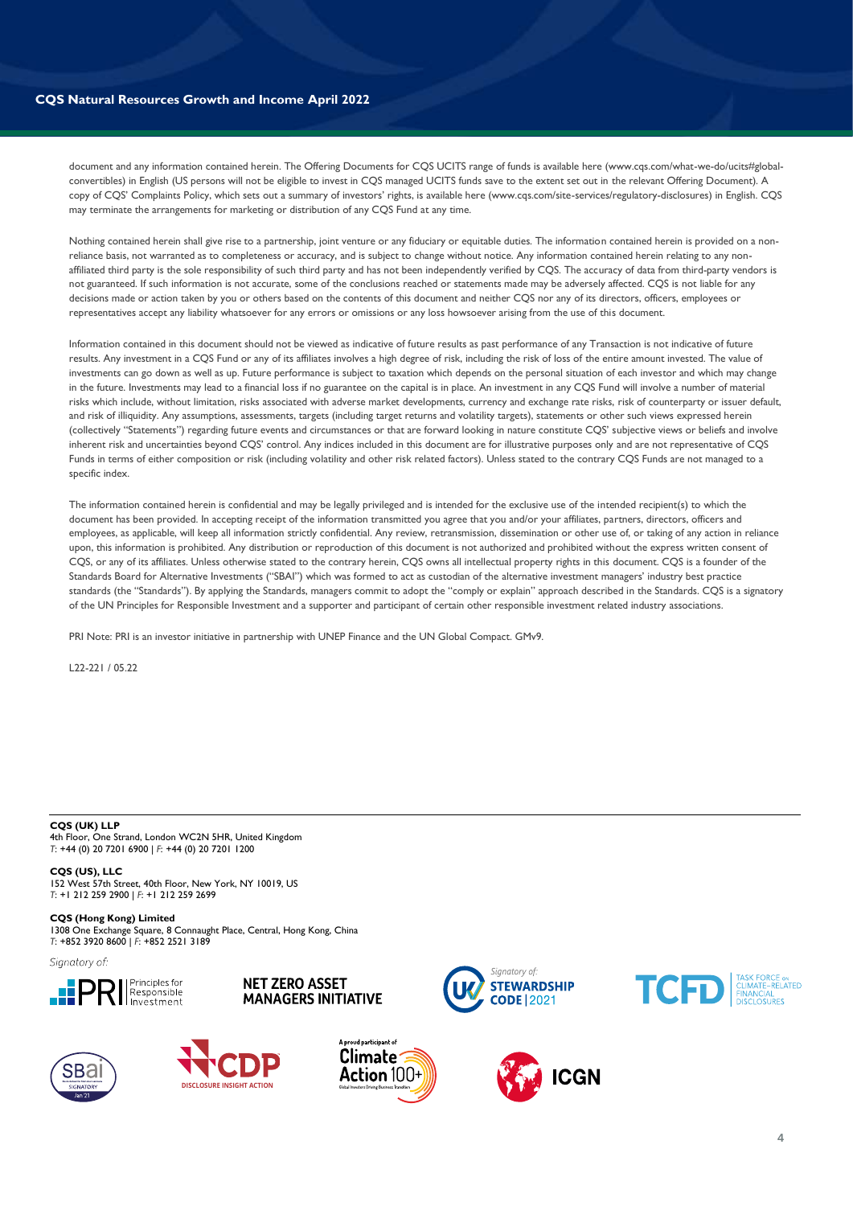document and any information contained herein. The Offering Documents for CQS UCITS range of funds is available here (www.cqs.com/what-we-do/ucits#global-convertibles) in English (US persons will not be eligible to invest in CQS managed UCITS funds save to the extent set out in the relevant Offering Document). A copy of CQS' Complaints Policy, which sets out a summary of investors' rights, is available here (www.cqs.com/site-services/regulatory-disclosures) in English. CQS may terminate the arrangements for marketing or distribution of any CQS Fund at any time.

Nothing contained herein shall give rise to a partnership, joint venture or any fiduciary or equitable duties. The information contained herein is provided on a non-reliance basis, not warranted as to completeness or accuracy, and is subject to change without notice. Any information contained herein relating to any non-affiliated third party is the sole responsibility of such third party and has not been independently verified by CQS. The accuracy of data from third-party vendors is not guaranteed. If such information is not accurate, some of the conclusions reached or statements made may be adversely affected. CQS is not liable for any decisions made or action taken by you or others based on the contents of this document and neither CQS nor any of its directors, officers, employees or representatives accept any liability whatsoever for any errors or omissions or any loss howsoever arising from the use of this document.

Information contained in this document should not be viewed as indicative of future results as past performance of any Transaction is not indicative of future results. Any investment in a CQS Fund or any of its affiliates involves a high degree of risk, including the risk of loss of the entire amount invested. The value of investments can go down as well as up. Future performance is subject to taxation which depends on the personal situation of each investor and which may change in the future. Investments may lead to a financial loss if no guarantee on the capital is in place. An investment in any CQS Fund will involve a number of material risks which include, without limitation, risks associated with adverse market developments, currency and exchange rate risks, risk of counterparty or issuer default, and risk of illiquidity. Any assumptions, assessments, targets (including target returns and volatility targets), statements or other such views expressed herein (collectively "Statements") regarding future events and circumstances or that are forward looking in nature constitute CQS' subjective views or beliefs and involve inherent risk and uncertainties beyond CQS' control. Any indices included in this document are for illustrative purposes only and are not representative of CQS Funds in terms of either composition or risk (including volatility and other risk related factors). Unless stated to the contrary CQS Funds are not managed to a specific index.

The information contained herein is confidential and may be legally privileged and is intended for the exclusive use of the intended recipient(s) to which the document has been provided. In accepting receipt of the information transmitted you agree that you and/or your affiliates, partners, directors, officers and employees, as applicable, will keep all information strictly confidential. Any review, retransmission, dissemination or other use of, or taking of any action in reliance upon, this information is prohibited. Any distribution or reproduction of this document is not authorized and prohibited without the express written consent of CQS, or any of its affiliates. Unless otherwise stated to the contrary herein, CQS owns all intellectual property rights in this document. CQS is a founder of the Standards Board for Alternative Investments ("SBAI") which was formed to act as custodian of the alternative investment managers' industry best practice standards (the "Standards"). By applying the Standards, managers commit to adopt the "comply or explain" approach described in the Standards. CQS is a signatory of the UN Principles for Responsible Investment and a supporter and participant of certain other responsible investment related industry associations.

PRI Note: PRI is an investor initiative in partnership with UNEP Finance and the UN Global Compact. GMv9.

L22-221 / 05.22

**CQS (UK) LLP**
4th Floor, One Strand, London WC2N 5HR, United Kingdom
*T*: +44 (0) 20 7201 6900 | *F*: +44 (0) 20 7201 1200

**CQS (US), LLC**
152 West 57th Street, 40th Floor, New York, NY 10019, US
*T*: +1 212 259 2900 | *F*: +1 212 259 2699

**CQS (Hong Kong) Limited**
1308 One Exchange Square, 8 Connaught Place, Central, Hong Kong, China
*T*: +852 3920 8600 | *F*: +852 2521 3189

*Signatory of:*

PRI Principles for Responsible Investment

NET ZERO ASSET MANAGERS INITIATIVE

Signatory of: UK STEWARDSHIP CODE | 2021

TCFD TASK FORCE ON CLIMATE-RELATED FINANCIAL DISCLOSURES

SBAI SIGNATORY Jan 21

CDP DISCLOSURE INSIGHT ACTION

A proud participant of Climate Action 100+

ICGN